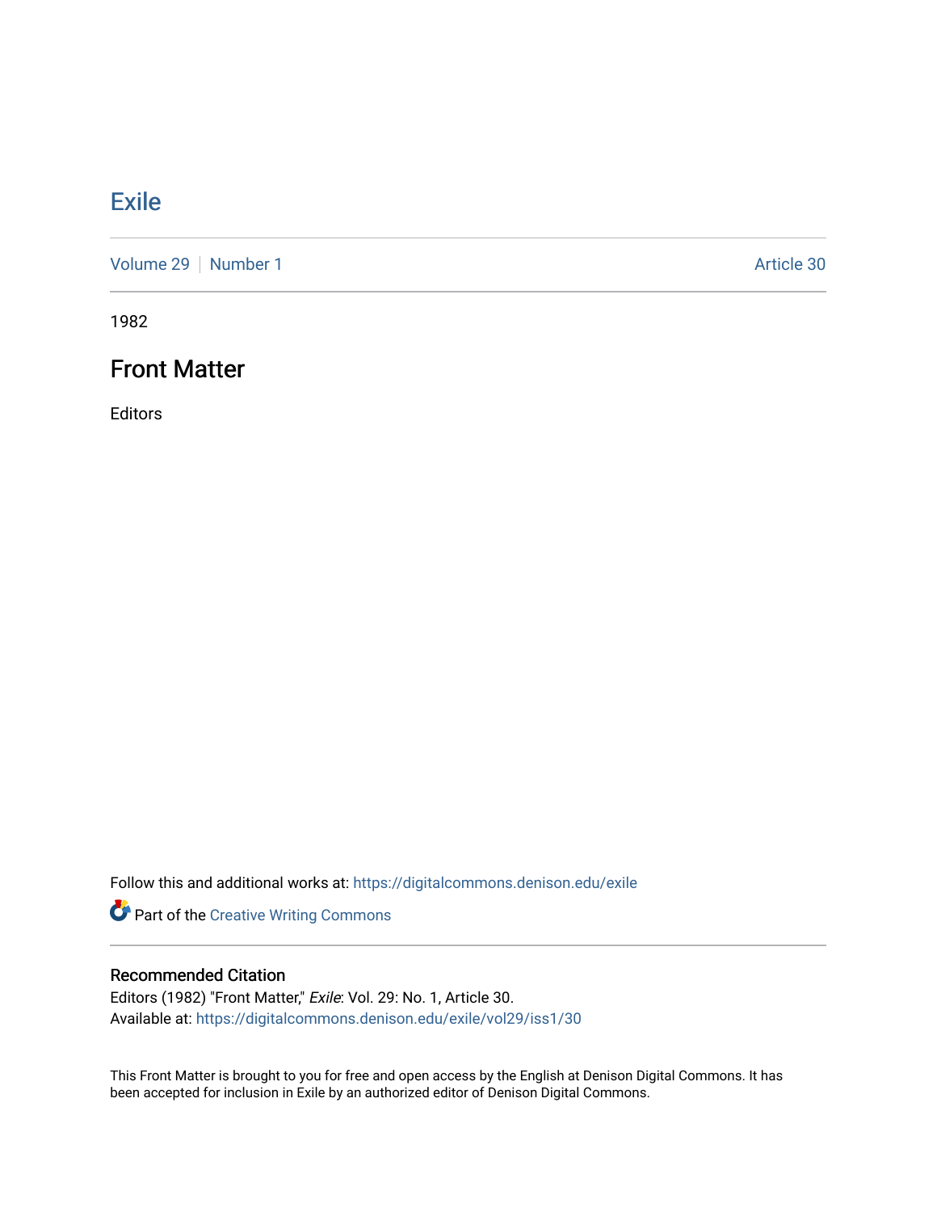# Exile

Volume 29 | Number 1 Article 30

1982

## Front Matter

Editors

Follow this and additional works at: https://digitalcommons.denison.edu/exile

Part of the Creative Writing Commons

### Recommended Citation

Editors (1982) "Front Matter," *Exile*: Vol. 29: No. 1, Article 30.
Available at: https://digitalcommons.denison.edu/exile/vol29/iss1/30

This Front Matter is brought to you for free and open access by the English at Denison Digital Commons. It has been accepted for inclusion in Exile by an authorized editor of Denison Digital Commons.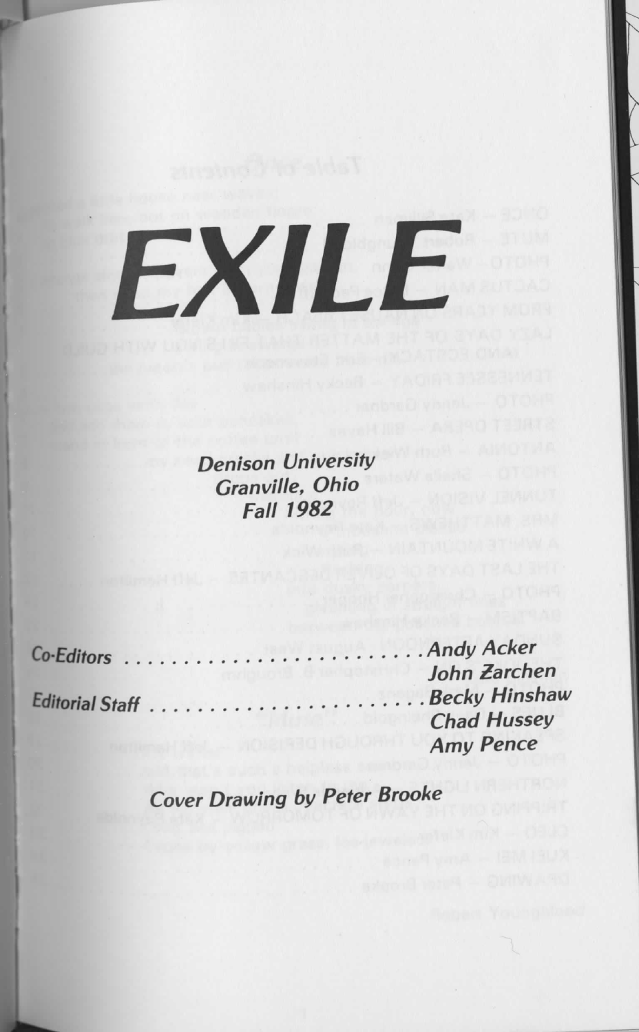# EXILE

***Denison University***
***Granville, Ohio***
***Fall 1982***

*Co-Editors* ........................ ***Andy Acker***
***John Zarchen***

*Editorial Staff* ........................ ***Becky Hinshaw***
***Chad Hussey***
***Amy Pence***

***Cover Drawing by Peter Brooke***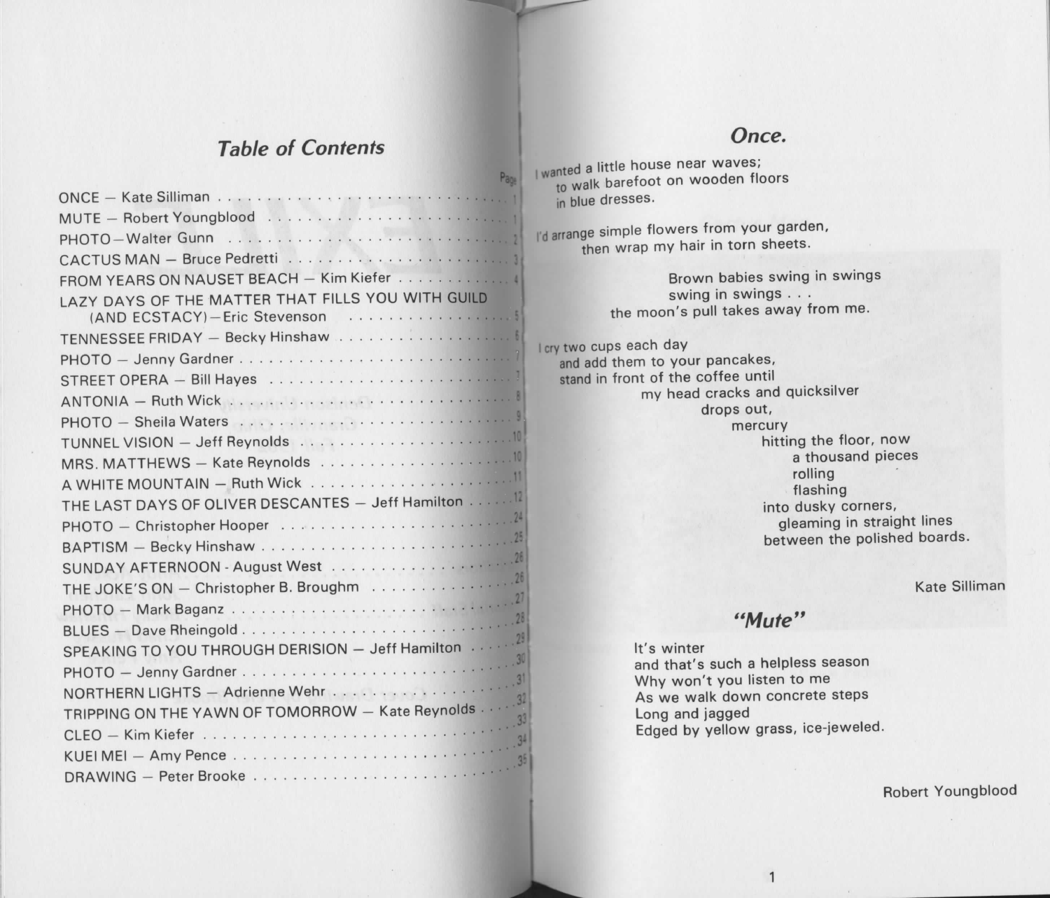## Table of Contents

| | Page |
|---|---|
| ONCE — Kate Silliman | 1 |
| MUTE — Robert Youngblood | 1 |
| PHOTO — Walter Gunn | 2 |
| CACTUS MAN — Bruce Pedretti | 3 |
| FROM YEARS ON NAUSET BEACH — Kim Kiefer | 4 |
| LAZY DAYS OF THE MATTER THAT FILLS YOU WITH GUILD (AND ECSTACY) — Eric Stevenson | 5 |
| TENNESSEE FRIDAY — Becky Hinshaw | 6 |
| PHOTO — Jenny Gardner | 7 |
| STREET OPERA — Bill Hayes | 7 |
| ANTONIA — Ruth Wick | 8 |
| PHOTO — Sheila Waters | 9 |
| TUNNEL VISION — Jeff Reynolds | 10 |
| MRS. MATTHEWS — Kate Reynolds | 10 |
| A WHITE MOUNTAIN — Ruth Wick | 11 |
| THE LAST DAYS OF OLIVER DESCANTES — Jeff Hamilton | 12 |
| PHOTO — Christopher Hooper | 24 |
| BAPTISM — Becky Hinshaw | 25 |
| SUNDAY AFTERNOON - August West | 26 |
| THE JOKE'S ON — Christopher B. Broughm | 26 |
| PHOTO — Mark Baganz | 27 |
| BLUES — Dave Rheingold | 28 |
| SPEAKING TO YOU THROUGH DERISION — Jeff Hamilton | 29 |
| PHOTO — Jenny Gardner | 30 |
| NORTHERN LIGHTS — Adrienne Wehr | 31 |
| TRIPPING ON THE YAWN OF TOMORROW — Kate Reynolds | 32 |
| CLEO — Kim Kiefer | 33 |
| KUEI MEI — Amy Pence | 34 |
| DRAWING — Peter Brooke | 35 |

## *Once.*

I wanted a little house near waves;
to walk barefoot on wooden floors
in blue dresses.

I'd arrange simple flowers from your garden,
then wrap my hair in torn sheets.

Brown babies swing in swings
swing in swings . . .
the moon's pull takes away from me.

I cry two cups each day
and add them to your pancakes,
stand in front of the coffee until
my head cracks and quicksilver
drops out,
mercury
hitting the floor, now
a thousand pieces
rolling
flashing
into dusky corners,
gleaming in straight lines
between the polished boards.

Kate Silliman

## *"Mute"*

It's winter
and that's such a helpless season
Why won't you listen to me
As we walk down concrete steps
Long and jagged
Edged by yellow grass, ice-jeweled.

Robert Youngblood